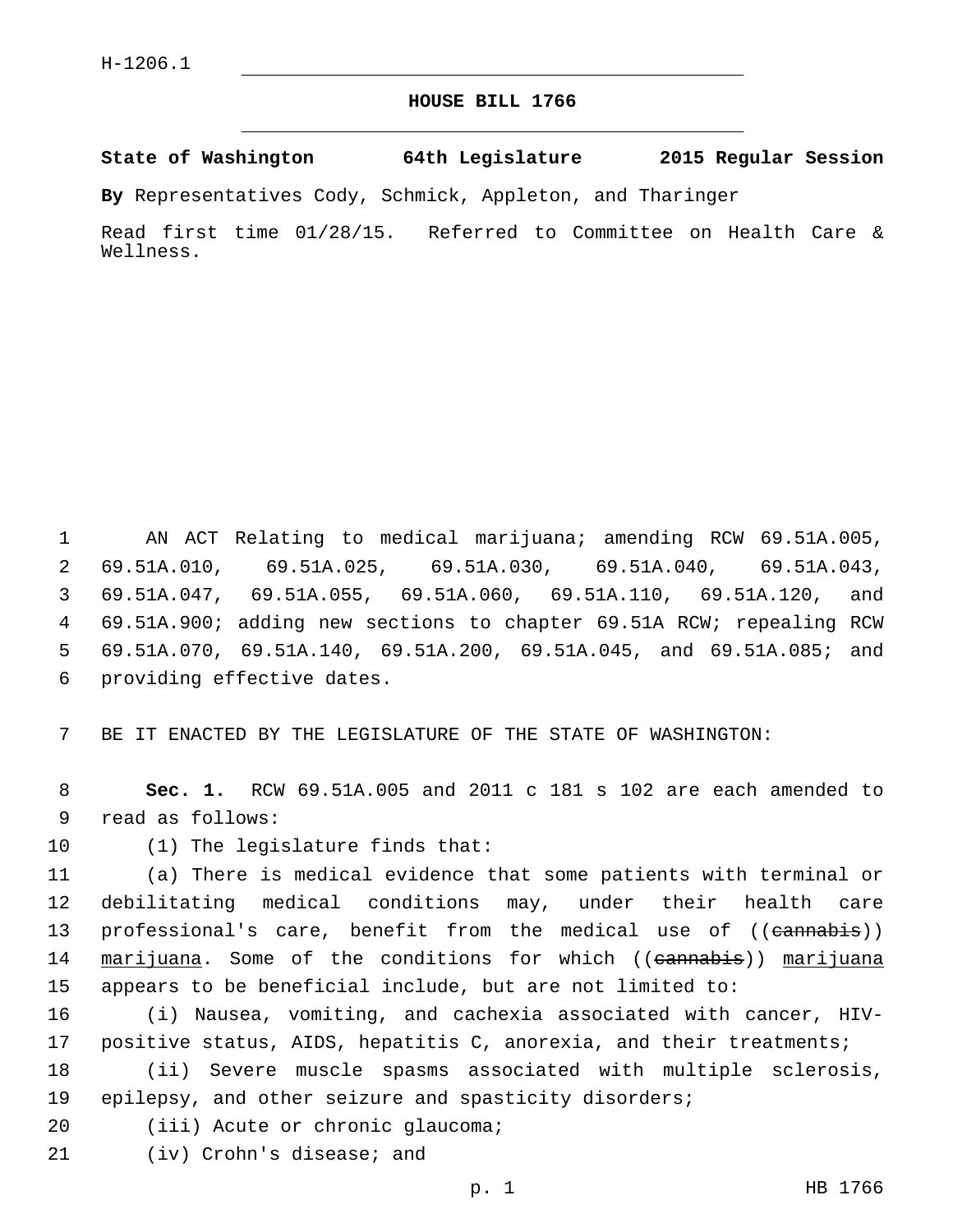H-1206.1

# HOUSE BILL 1766

**State of Washington 64th Legislature 2015 Regular Session**

**By** Representatives Cody, Schmick, Appleton, and Tharinger

Read first time 01/28/15. Referred to Committee on Health Care & Wellness.

AN ACT Relating to medical marijuana; amending RCW 69.51A.005, 69.51A.010, 69.51A.025, 69.51A.030, 69.51A.040, 69.51A.043, 69.51A.047, 69.51A.055, 69.51A.060, 69.51A.110, 69.51A.120, and 69.51A.900; adding new sections to chapter 69.51A RCW; repealing RCW 69.51A.070, 69.51A.140, 69.51A.200, 69.51A.045, and 69.51A.085; and providing effective dates.

BE IT ENACTED BY THE LEGISLATURE OF THE STATE OF WASHINGTON:

**Sec. 1.** RCW 69.51A.005 and 2011 c 181 s 102 are each amended to read as follows:

(1) The legislature finds that:

(a) There is medical evidence that some patients with terminal or debilitating medical conditions may, under their health care professional's care, benefit from the medical use of ((~~cannabis~~)) marijuana. Some of the conditions for which ((~~cannabis~~)) marijuana appears to be beneficial include, but are not limited to:

(i) Nausea, vomiting, and cachexia associated with cancer, HIV-positive status, AIDS, hepatitis C, anorexia, and their treatments;

(ii) Severe muscle spasms associated with multiple sclerosis, epilepsy, and other seizure and spasticity disorders;

(iii) Acute or chronic glaucoma;

(iv) Crohn's disease; and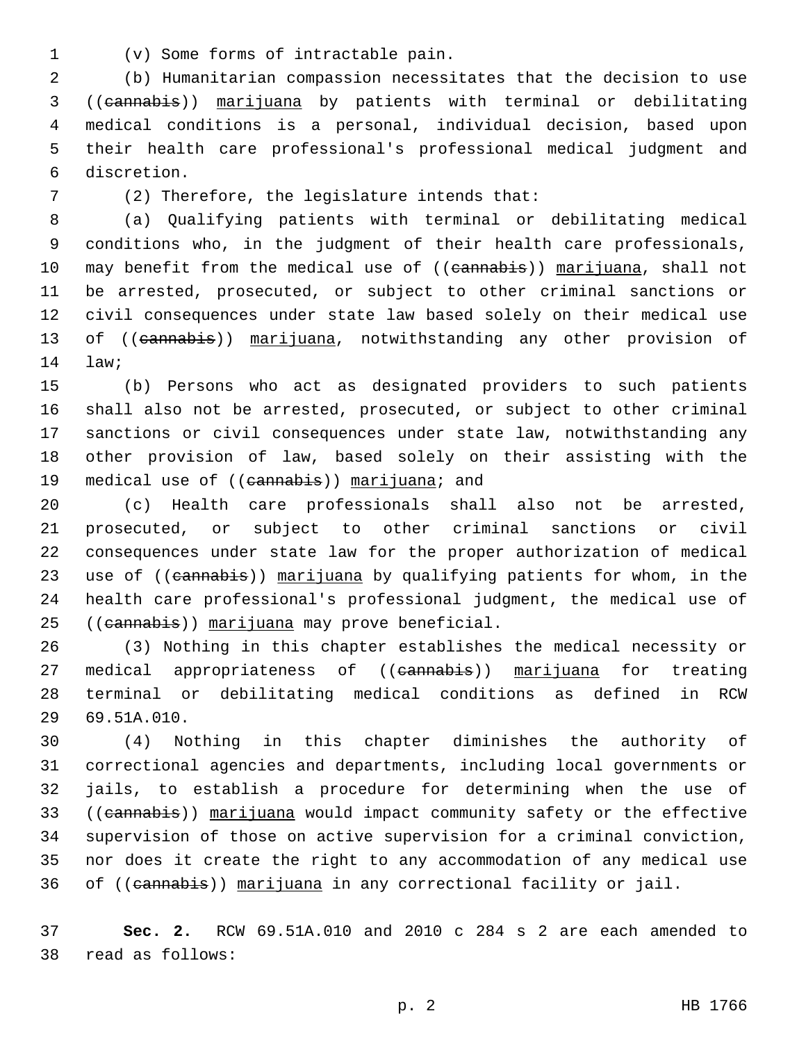(v) Some forms of intractable pain.

(b) Humanitarian compassion necessitates that the decision to use ((~~cannabis~~)) <u>marijuana</u> by patients with terminal or debilitating medical conditions is a personal, individual decision, based upon their health care professional's professional medical judgment and discretion.

(2) Therefore, the legislature intends that:

(a) Qualifying patients with terminal or debilitating medical conditions who, in the judgment of their health care professionals, may benefit from the medical use of ((~~cannabis~~)) <u>marijuana</u>, shall not be arrested, prosecuted, or subject to other criminal sanctions or civil consequences under state law based solely on their medical use of ((~~cannabis~~)) <u>marijuana</u>, notwithstanding any other provision of law;

(b) Persons who act as designated providers to such patients shall also not be arrested, prosecuted, or subject to other criminal sanctions or civil consequences under state law, notwithstanding any other provision of law, based solely on their assisting with the medical use of ((~~cannabis~~)) <u>marijuana</u>; and

(c) Health care professionals shall also not be arrested, prosecuted, or subject to other criminal sanctions or civil consequences under state law for the proper authorization of medical use of ((~~cannabis~~)) <u>marijuana</u> by qualifying patients for whom, in the health care professional's professional judgment, the medical use of ((~~cannabis~~)) <u>marijuana</u> may prove beneficial.

(3) Nothing in this chapter establishes the medical necessity or medical appropriateness of ((~~cannabis~~)) <u>marijuana</u> for treating terminal or debilitating medical conditions as defined in RCW 69.51A.010.

(4) Nothing in this chapter diminishes the authority of correctional agencies and departments, including local governments or jails, to establish a procedure for determining when the use of ((~~cannabis~~)) <u>marijuana</u> would impact community safety or the effective supervision of those on active supervision for a criminal conviction, nor does it create the right to any accommodation of any medical use of ((~~cannabis~~)) <u>marijuana</u> in any correctional facility or jail.

**Sec. 2.** RCW 69.51A.010 and 2010 c 284 s 2 are each amended to read as follows: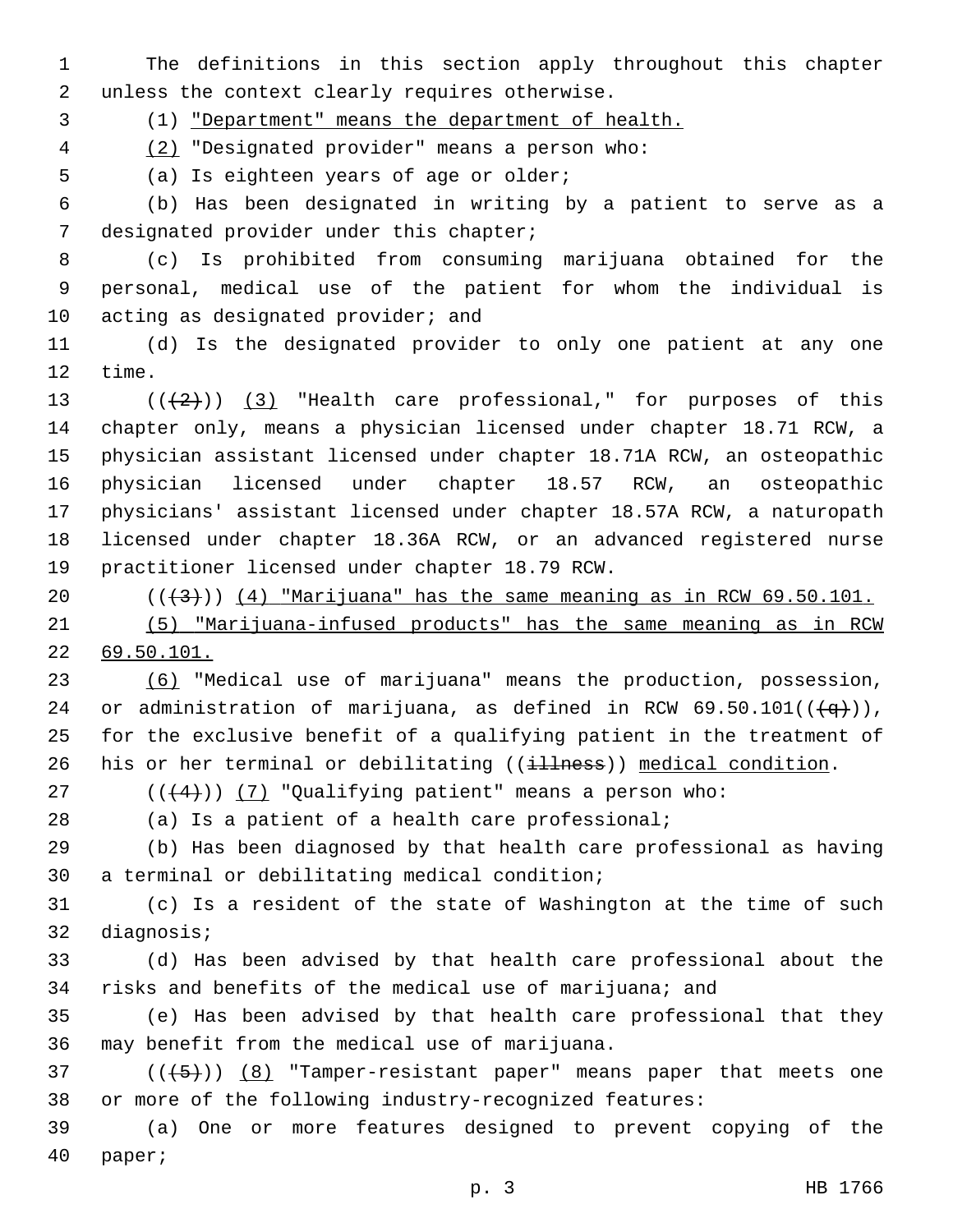The definitions in this section apply throughout this chapter unless the context clearly requires otherwise.

(1) "Department" means the department of health.

(2) "Designated provider" means a person who:

(a) Is eighteen years of age or older;

(b) Has been designated in writing by a patient to serve as a designated provider under this chapter;

(c) Is prohibited from consuming marijuana obtained for the personal, medical use of the patient for whom the individual is acting as designated provider; and

(d) Is the designated provider to only one patient at any one time.

((~~(2)~~)) (3) "Health care professional," for purposes of this chapter only, means a physician licensed under chapter 18.71 RCW, a physician assistant licensed under chapter 18.71A RCW, an osteopathic physician licensed under chapter 18.57 RCW, an osteopathic physicians' assistant licensed under chapter 18.57A RCW, a naturopath licensed under chapter 18.36A RCW, or an advanced registered nurse practitioner licensed under chapter 18.79 RCW.

((~~(3)~~)) (4) "Marijuana" has the same meaning as in RCW 69.50.101.

(5) "Marijuana-infused products" has the same meaning as in RCW 69.50.101.

(6) "Medical use of marijuana" means the production, possession, or administration of marijuana, as defined in RCW 69.50.101((~~(q)~~)), for the exclusive benefit of a qualifying patient in the treatment of his or her terminal or debilitating ((~~illness~~)) medical condition.

((~~(4)~~)) (7) "Qualifying patient" means a person who:

(a) Is a patient of a health care professional;

(b) Has been diagnosed by that health care professional as having a terminal or debilitating medical condition;

(c) Is a resident of the state of Washington at the time of such diagnosis;

(d) Has been advised by that health care professional about the risks and benefits of the medical use of marijuana; and

(e) Has been advised by that health care professional that they may benefit from the medical use of marijuana.

((~~(5)~~)) (8) "Tamper-resistant paper" means paper that meets one or more of the following industry-recognized features:

(a) One or more features designed to prevent copying of the paper;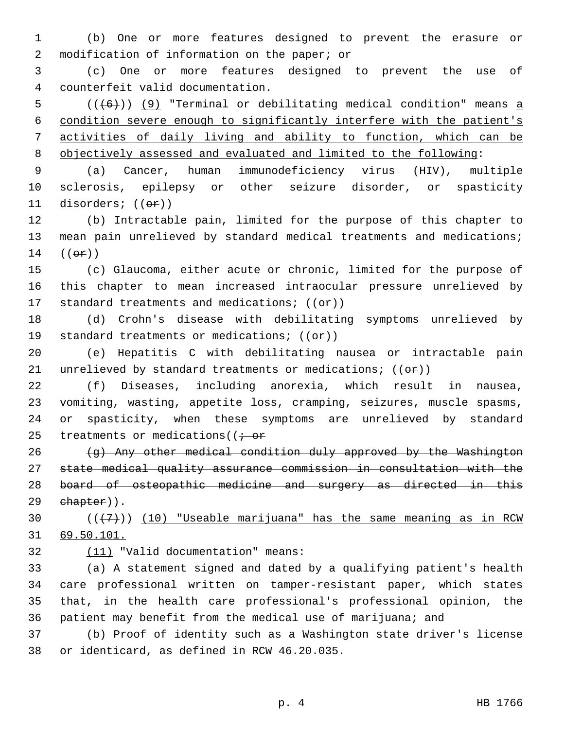(b) One or more features designed to prevent the erasure or modification of information on the paper; or

(c) One or more features designed to prevent the use of counterfeit valid documentation.

~~((6))~~ (9) "Terminal or debilitating medical condition" means a condition severe enough to significantly interfere with the patient's activities of daily living and ability to function, which can be objectively assessed and evaluated and limited to the following:

(a) Cancer, human immunodeficiency virus (HIV), multiple sclerosis, epilepsy or other seizure disorder, or spasticity disorders; ((~~or~~))

(b) Intractable pain, limited for the purpose of this chapter to mean pain unrelieved by standard medical treatments and medications; ((~~or~~))

(c) Glaucoma, either acute or chronic, limited for the purpose of this chapter to mean increased intraocular pressure unrelieved by standard treatments and medications; ((~~or~~))

(d) Crohn's disease with debilitating symptoms unrelieved by standard treatments or medications; ((~~or~~))

(e) Hepatitis C with debilitating nausea or intractable pain unrelieved by standard treatments or medications; ((~~or~~))

(f) Diseases, including anorexia, which result in nausea, vomiting, wasting, appetite loss, cramping, seizures, muscle spasms, or spasticity, when these symptoms are unrelieved by standard treatments or medications((~~; or~~

~~(g) Any other medical condition duly approved by the Washington state medical quality assurance commission in consultation with the board of osteopathic medicine and surgery as directed in this chapter~~)).

((~~(7)~~)) (10) "Useable marijuana" has the same meaning as in RCW 69.50.101.

(11) "Valid documentation" means:

(a) A statement signed and dated by a qualifying patient's health care professional written on tamper-resistant paper, which states that, in the health care professional's professional opinion, the patient may benefit from the medical use of marijuana; and

(b) Proof of identity such as a Washington state driver's license or identicard, as defined in RCW 46.20.035.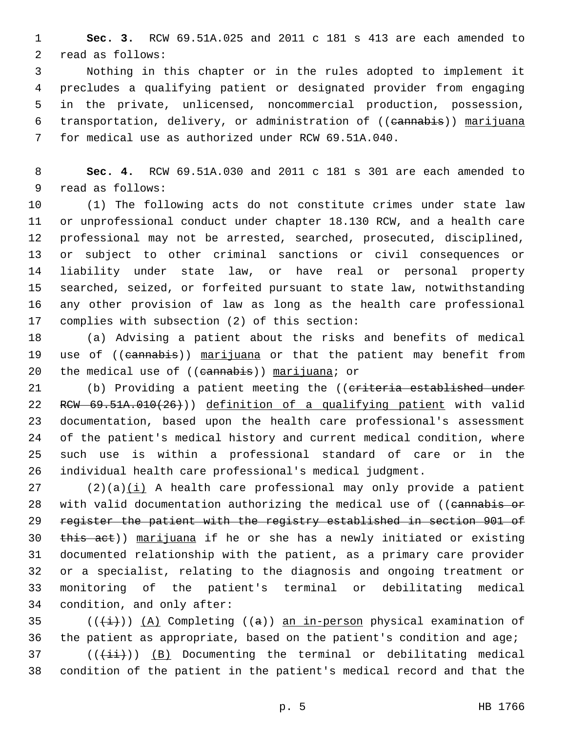**Sec. 3.** RCW 69.51A.025 and 2011 c 181 s 413 are each amended to read as follows:

Nothing in this chapter or in the rules adopted to implement it precludes a qualifying patient or designated provider from engaging in the private, unlicensed, noncommercial production, possession, transportation, delivery, or administration of ((~~cannabis~~)) marijuana for medical use as authorized under RCW 69.51A.040.

**Sec. 4.** RCW 69.51A.030 and 2011 c 181 s 301 are each amended to read as follows:

(1) The following acts do not constitute crimes under state law or unprofessional conduct under chapter 18.130 RCW, and a health care professional may not be arrested, searched, prosecuted, disciplined, or subject to other criminal sanctions or civil consequences or liability under state law, or have real or personal property searched, seized, or forfeited pursuant to state law, notwithstanding any other provision of law as long as the health care professional complies with subsection (2) of this section:

(a) Advising a patient about the risks and benefits of medical use of ((~~cannabis~~)) marijuana or that the patient may benefit from the medical use of ((~~cannabis~~)) marijuana; or

(b) Providing a patient meeting the ((~~criteria established under RCW 69.51A.010(26)~~)) definition of a qualifying patient with valid documentation, based upon the health care professional's assessment of the patient's medical history and current medical condition, where such use is within a professional standard of care or in the individual health care professional's medical judgment.

(2)(a)(i) A health care professional may only provide a patient with valid documentation authorizing the medical use of ((~~cannabis or register the patient with the registry established in section 901 of this act~~)) marijuana if he or she has a newly initiated or existing documented relationship with the patient, as a primary care provider or a specialist, relating to the diagnosis and ongoing treatment or monitoring of the patient's terminal or debilitating medical condition, and only after:

((~~(i)~~)) (A) Completing ((~~a~~)) an in-person physical examination of the patient as appropriate, based on the patient's condition and age;

((~~(ii)~~)) (B) Documenting the terminal or debilitating medical condition of the patient in the patient's medical record and that the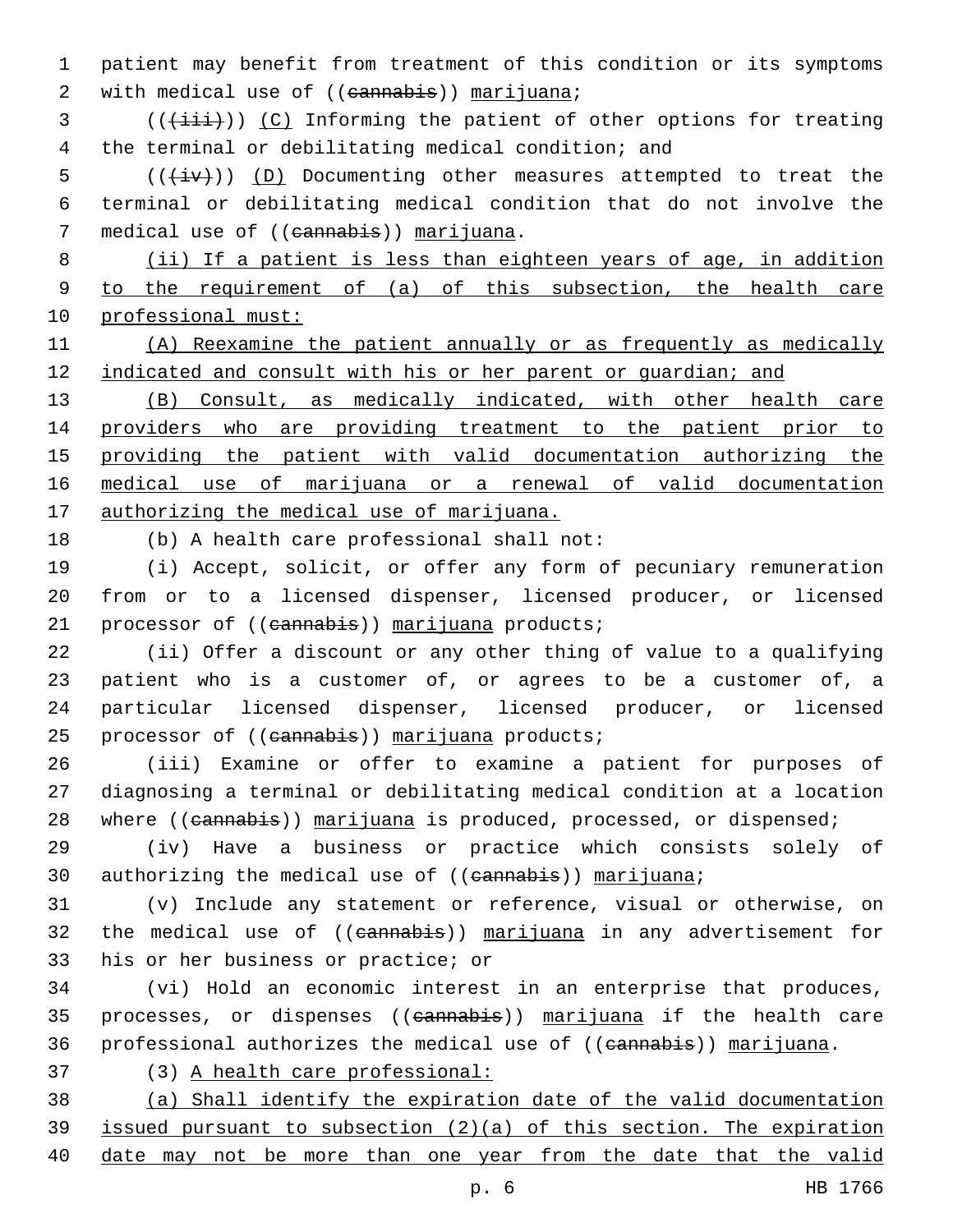patient may benefit from treatment of this condition or its symptoms with medical use of ((~~cannabis~~)) marijuana;

((~~(iii)~~)) (C) Informing the patient of other options for treating the terminal or debilitating medical condition; and

((~~(iv)~~)) (D) Documenting other measures attempted to treat the terminal or debilitating medical condition that do not involve the medical use of ((~~cannabis~~)) marijuana.

(ii) If a patient is less than eighteen years of age, in addition to the requirement of (a) of this subsection, the health care professional must:

(A) Reexamine the patient annually or as frequently as medically indicated and consult with his or her parent or guardian; and

(B) Consult, as medically indicated, with other health care providers who are providing treatment to the patient prior to providing the patient with valid documentation authorizing the medical use of marijuana or a renewal of valid documentation authorizing the medical use of marijuana.

(b) A health care professional shall not:

(i) Accept, solicit, or offer any form of pecuniary remuneration from or to a licensed dispenser, licensed producer, or licensed processor of ((~~cannabis~~)) marijuana products;

(ii) Offer a discount or any other thing of value to a qualifying patient who is a customer of, or agrees to be a customer of, a particular licensed dispenser, licensed producer, or licensed processor of ((~~cannabis~~)) marijuana products;

(iii) Examine or offer to examine a patient for purposes of diagnosing a terminal or debilitating medical condition at a location where ((~~cannabis~~)) marijuana is produced, processed, or dispensed;

(iv) Have a business or practice which consists solely of authorizing the medical use of ((~~cannabis~~)) marijuana;

(v) Include any statement or reference, visual or otherwise, on the medical use of ((~~cannabis~~)) marijuana in any advertisement for his or her business or practice; or

(vi) Hold an economic interest in an enterprise that produces, processes, or dispenses ((~~cannabis~~)) marijuana if the health care professional authorizes the medical use of ((~~cannabis~~)) marijuana.

(3) A health care professional:

(a) Shall identify the expiration date of the valid documentation issued pursuant to subsection (2)(a) of this section. The expiration date may not be more than one year from the date that the valid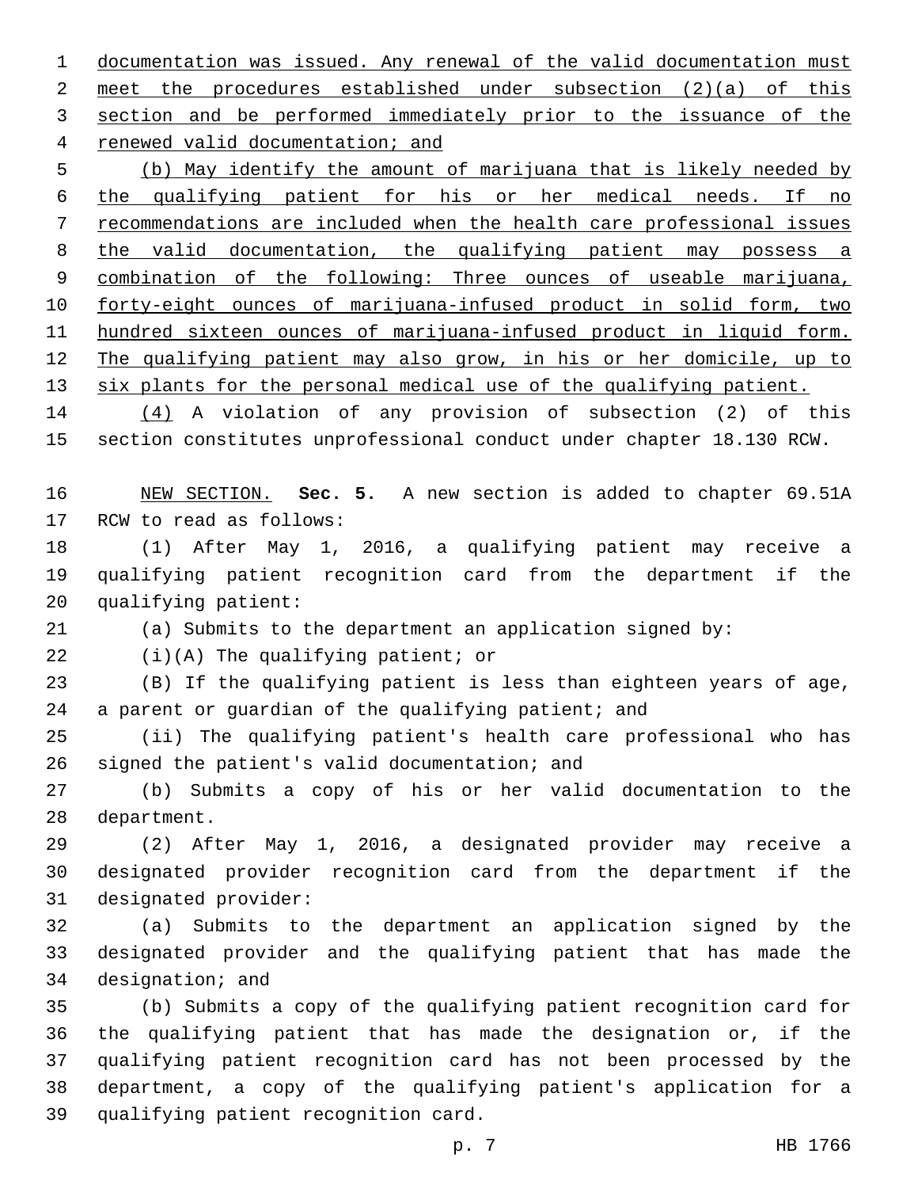documentation was issued. Any renewal of the valid documentation must meet the procedures established under subsection (2)(a) of this section and be performed immediately prior to the issuance of the renewed valid documentation; and

(b) May identify the amount of marijuana that is likely needed by the qualifying patient for his or her medical needs. If no recommendations are included when the health care professional issues the valid documentation, the qualifying patient may possess a combination of the following: Three ounces of useable marijuana, forty-eight ounces of marijuana-infused product in solid form, two hundred sixteen ounces of marijuana-infused product in liquid form. The qualifying patient may also grow, in his or her domicile, up to six plants for the personal medical use of the qualifying patient.

(4) A violation of any provision of subsection (2) of this section constitutes unprofessional conduct under chapter 18.130 RCW.

NEW SECTION. **Sec. 5.** A new section is added to chapter 69.51A RCW to read as follows:

(1) After May 1, 2016, a qualifying patient may receive a qualifying patient recognition card from the department if the qualifying patient:

(a) Submits to the department an application signed by:

(i)(A) The qualifying patient; or

(B) If the qualifying patient is less than eighteen years of age, a parent or guardian of the qualifying patient; and

(ii) The qualifying patient's health care professional who has signed the patient's valid documentation; and

(b) Submits a copy of his or her valid documentation to the department.

(2) After May 1, 2016, a designated provider may receive a designated provider recognition card from the department if the designated provider:

(a) Submits to the department an application signed by the designated provider and the qualifying patient that has made the designation; and

(b) Submits a copy of the qualifying patient recognition card for the qualifying patient that has made the designation or, if the qualifying patient recognition card has not been processed by the department, a copy of the qualifying patient's application for a qualifying patient recognition card.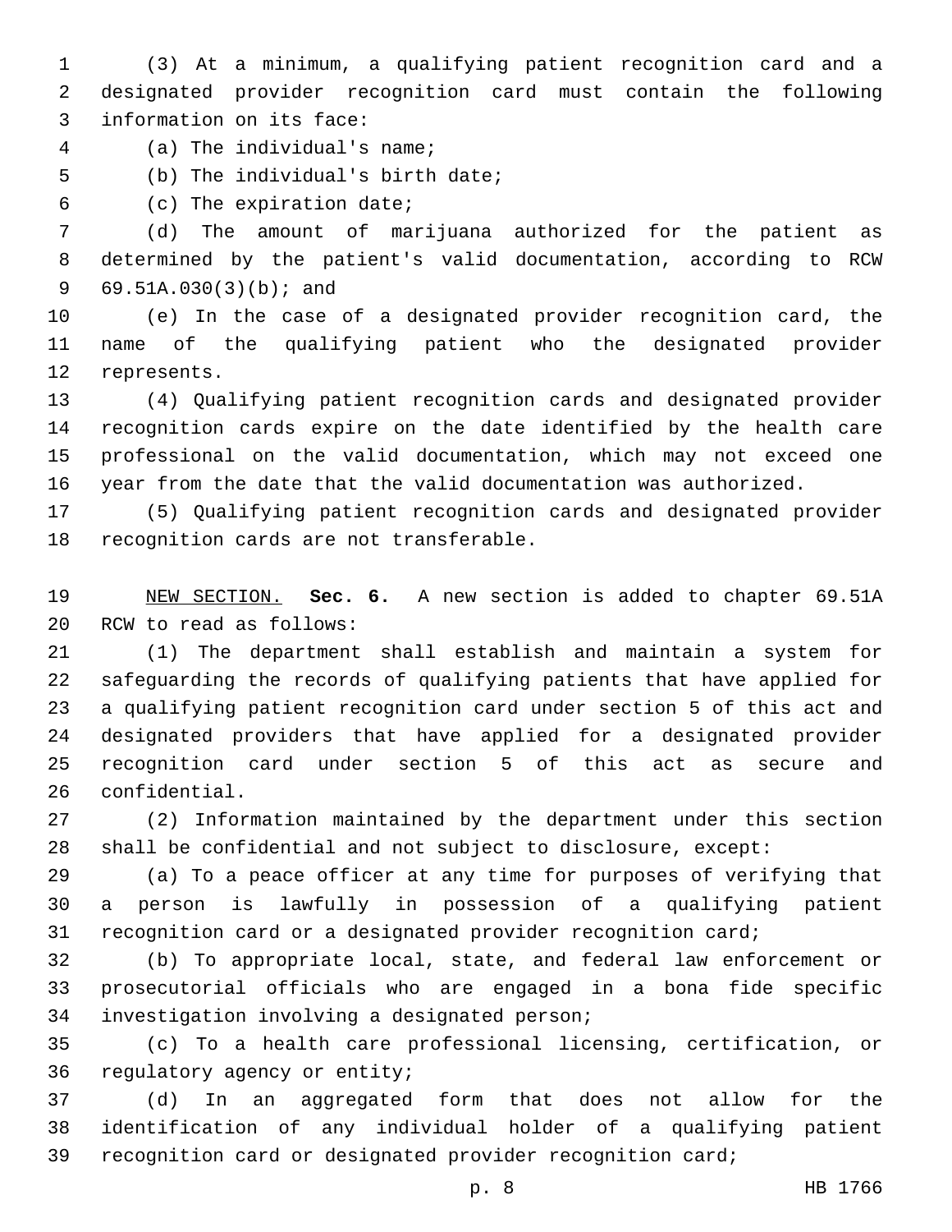(3) At a minimum, a qualifying patient recognition card and a designated provider recognition card must contain the following information on its face:

(a) The individual's name;

(b) The individual's birth date;

(c) The expiration date;

(d) The amount of marijuana authorized for the patient as determined by the patient's valid documentation, according to RCW 69.51A.030(3)(b); and

(e) In the case of a designated provider recognition card, the name of the qualifying patient who the designated provider represents.

(4) Qualifying patient recognition cards and designated provider recognition cards expire on the date identified by the health care professional on the valid documentation, which may not exceed one year from the date that the valid documentation was authorized.

(5) Qualifying patient recognition cards and designated provider recognition cards are not transferable.

NEW SECTION. **Sec. 6.** A new section is added to chapter 69.51A RCW to read as follows:

(1) The department shall establish and maintain a system for safeguarding the records of qualifying patients that have applied for a qualifying patient recognition card under section 5 of this act and designated providers that have applied for a designated provider recognition card under section 5 of this act as secure and confidential.

(2) Information maintained by the department under this section shall be confidential and not subject to disclosure, except:

(a) To a peace officer at any time for purposes of verifying that a person is lawfully in possession of a qualifying patient recognition card or a designated provider recognition card;

(b) To appropriate local, state, and federal law enforcement or prosecutorial officials who are engaged in a bona fide specific investigation involving a designated person;

(c) To a health care professional licensing, certification, or regulatory agency or entity;

(d) In an aggregated form that does not allow for the identification of any individual holder of a qualifying patient recognition card or designated provider recognition card;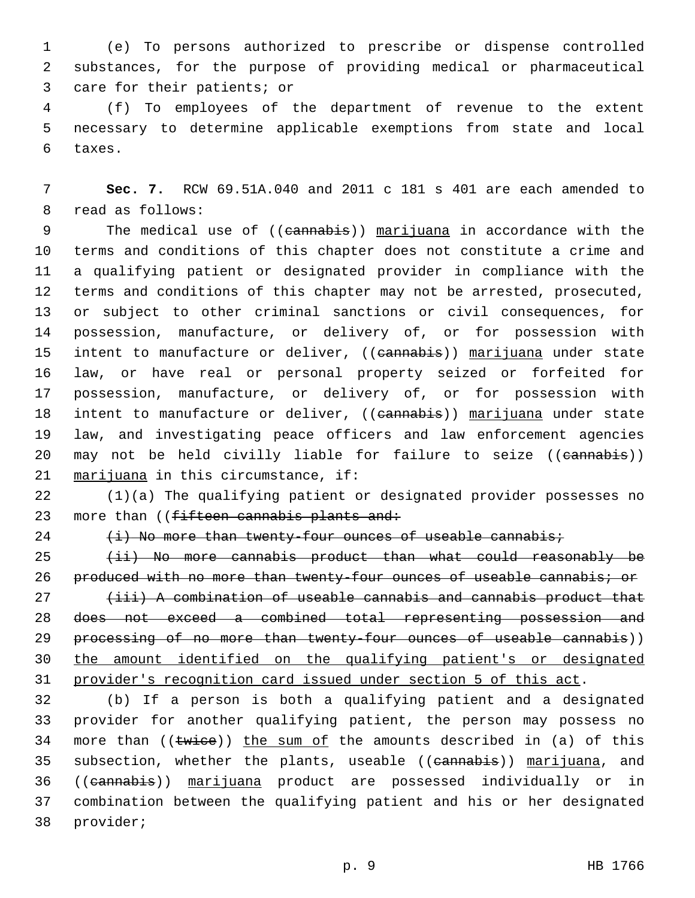(e) To persons authorized to prescribe or dispense controlled substances, for the purpose of providing medical or pharmaceutical care for their patients; or

(f) To employees of the department of revenue to the extent necessary to determine applicable exemptions from state and local taxes.

**Sec. 7.** RCW 69.51A.040 and 2011 c 181 s 401 are each amended to read as follows:

The medical use of ((~~cannabis~~)) marijuana in accordance with the terms and conditions of this chapter does not constitute a crime and a qualifying patient or designated provider in compliance with the terms and conditions of this chapter may not be arrested, prosecuted, or subject to other criminal sanctions or civil consequences, for possession, manufacture, or delivery of, or for possession with intent to manufacture or deliver, ((~~cannabis~~)) marijuana under state law, or have real or personal property seized or forfeited for possession, manufacture, or delivery of, or for possession with intent to manufacture or deliver, ((~~cannabis~~)) marijuana under state law, and investigating peace officers and law enforcement agencies may not be held civilly liable for failure to seize ((~~cannabis~~)) marijuana in this circumstance, if:

(1)(a) The qualifying patient or designated provider possesses no more than ((~~fifteen cannabis plants and:~~

~~(i) No more than twenty-four ounces of useable cannabis;~~

~~(ii) No more cannabis product than what could reasonably be produced with no more than twenty-four ounces of useable cannabis; or~~

~~(iii) A combination of useable cannabis and cannabis product that does not exceed a combined total representing possession and processing of no more than twenty-four ounces of useable cannabis~~)) the amount identified on the qualifying patient's or designated provider's recognition card issued under section 5 of this act.

(b) If a person is both a qualifying patient and a designated provider for another qualifying patient, the person may possess no more than ((~~twice~~)) the sum of the amounts described in (a) of this subsection, whether the plants, useable ((~~cannabis~~)) marijuana, and ((~~cannabis~~)) marijuana product are possessed individually or in combination between the qualifying patient and his or her designated provider;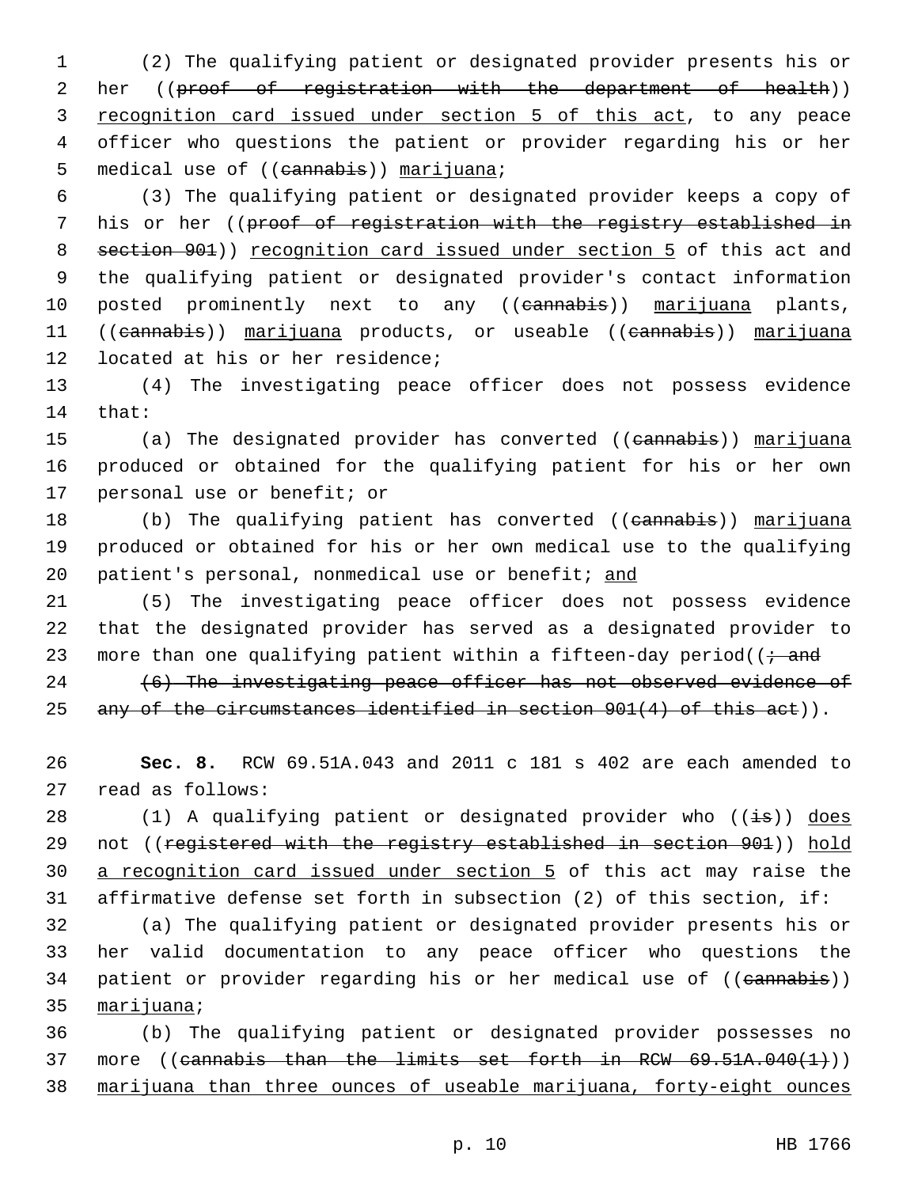(2) The qualifying patient or designated provider presents his or her ((~~proof of registration with the department of health~~)) <u>recognition card issued under section 5 of this act</u>, to any peace officer who questions the patient or provider regarding his or her medical use of ((~~cannabis~~)) <u>marijuana</u>;

(3) The qualifying patient or designated provider keeps a copy of his or her ((~~proof of registration with the registry established in section 901~~)) <u>recognition card issued under section 5</u> of this act and the qualifying patient or designated provider's contact information posted prominently next to any ((~~cannabis~~)) <u>marijuana</u> plants, ((~~cannabis~~)) <u>marijuana</u> products, or useable ((~~cannabis~~)) <u>marijuana</u> located at his or her residence;

(4) The investigating peace officer does not possess evidence that:

(a) The designated provider has converted ((~~cannabis~~)) <u>marijuana</u> produced or obtained for the qualifying patient for his or her own personal use or benefit; or

(b) The qualifying patient has converted ((~~cannabis~~)) <u>marijuana</u> produced or obtained for his or her own medical use to the qualifying patient's personal, nonmedical use or benefit; <u>and</u>

(5) The investigating peace officer does not possess evidence that the designated provider has served as a designated provider to more than one qualifying patient within a fifteen-day period((~~; and~~

~~(6) The investigating peace officer has not observed evidence of any of the circumstances identified in section 901(4) of this act~~)).

**Sec. 8.** RCW 69.51A.043 and 2011 c 181 s 402 are each amended to read as follows:

(1) A qualifying patient or designated provider who ((~~is~~)) <u>does</u> not ((~~registered with the registry established in section 901~~)) <u>hold a recognition card issued under section 5</u> of this act may raise the affirmative defense set forth in subsection (2) of this section, if:

(a) The qualifying patient or designated provider presents his or her valid documentation to any peace officer who questions the patient or provider regarding his or her medical use of ((~~cannabis~~)) <u>marijuana</u>;

(b) The qualifying patient or designated provider possesses no more ((~~cannabis than the limits set forth in RCW 69.51A.040(1)~~)) <u>marijuana than three ounces of useable marijuana, forty-eight ounces</u>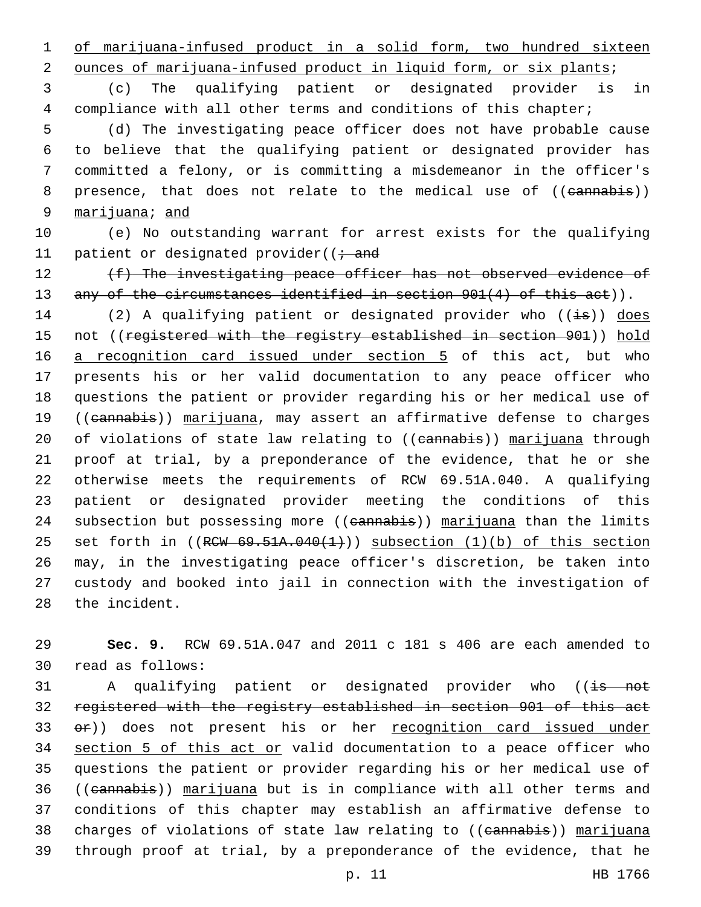of marijuana-infused product in a solid form, two hundred sixteen ounces of marijuana-infused product in liquid form, or six plants;

(c) The qualifying patient or designated provider is in compliance with all other terms and conditions of this chapter;

(d) The investigating peace officer does not have probable cause to believe that the qualifying patient or designated provider has committed a felony, or is committing a misdemeanor in the officer's presence, that does not relate to the medical use of ((~~cannabis~~)) marijuana; and

(e) No outstanding warrant for arrest exists for the qualifying patient or designated provider((~~; and~~

~~(f) The investigating peace officer has not observed evidence of any of the circumstances identified in section 901(4) of this act~~)).

(2) A qualifying patient or designated provider who ((~~is~~)) does not ((~~registered with the registry established in section 901~~)) hold a recognition card issued under section 5 of this act, but who presents his or her valid documentation to any peace officer who questions the patient or provider regarding his or her medical use of ((~~cannabis~~)) marijuana, may assert an affirmative defense to charges of violations of state law relating to ((~~cannabis~~)) marijuana through proof at trial, by a preponderance of the evidence, that he or she otherwise meets the requirements of RCW 69.51A.040. A qualifying patient or designated provider meeting the conditions of this subsection but possessing more ((~~cannabis~~)) marijuana than the limits set forth in ((~~RCW 69.51A.040(1)~~)) subsection (1)(b) of this section may, in the investigating peace officer's discretion, be taken into custody and booked into jail in connection with the investigation of the incident.

**Sec. 9.** RCW 69.51A.047 and 2011 c 181 s 406 are each amended to read as follows:

A qualifying patient or designated provider who ((~~is not registered with the registry established in section 901 of this act or~~)) does not present his or her recognition card issued under section 5 of this act or valid documentation to a peace officer who questions the patient or provider regarding his or her medical use of ((~~cannabis~~)) marijuana but is in compliance with all other terms and conditions of this chapter may establish an affirmative defense to charges of violations of state law relating to ((~~cannabis~~)) marijuana through proof at trial, by a preponderance of the evidence, that he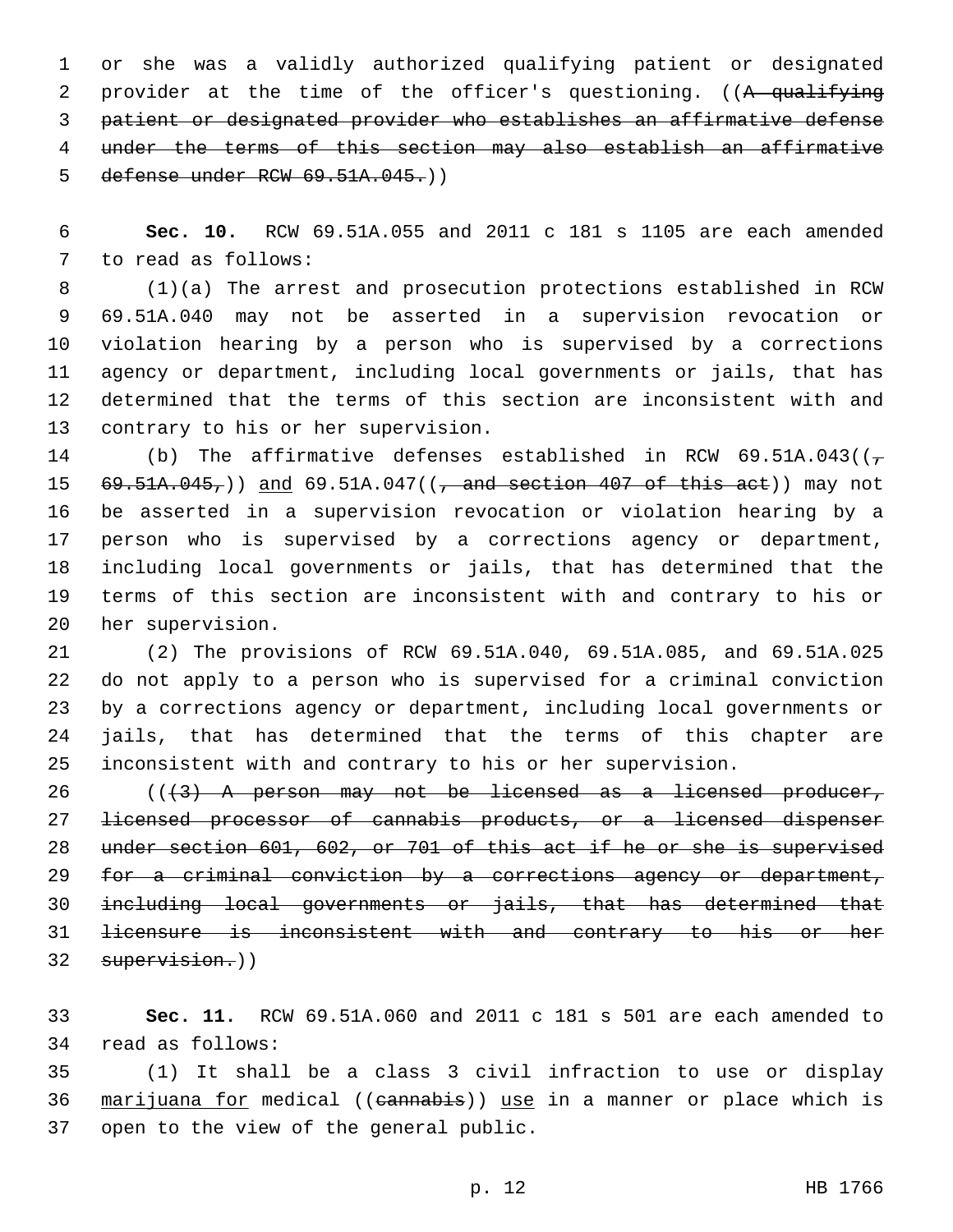or she was a validly authorized qualifying patient or designated provider at the time of the officer's questioning. ((~~A qualifying patient or designated provider who establishes an affirmative defense under the terms of this section may also establish an affirmative defense under RCW 69.51A.045.~~))

**Sec. 10.** RCW 69.51A.055 and 2011 c 181 s 1105 are each amended to read as follows:

(1)(a) The arrest and prosecution protections established in RCW 69.51A.040 may not be asserted in a supervision revocation or violation hearing by a person who is supervised by a corrections agency or department, including local governments or jails, that has determined that the terms of this section are inconsistent with and contrary to his or her supervision.

(b) The affirmative defenses established in RCW 69.51A.043((~~, 69.51A.045,~~)) and 69.51A.047((~~, and section 407 of this act~~)) may not be asserted in a supervision revocation or violation hearing by a person who is supervised by a corrections agency or department, including local governments or jails, that has determined that the terms of this section are inconsistent with and contrary to his or her supervision.

(2) The provisions of RCW 69.51A.040, 69.51A.085, and 69.51A.025 do not apply to a person who is supervised for a criminal conviction by a corrections agency or department, including local governments or jails, that has determined that the terms of this chapter are inconsistent with and contrary to his or her supervision.

((~~(3) A person may not be licensed as a licensed producer, licensed processor of cannabis products, or a licensed dispenser under section 601, 602, or 701 of this act if he or she is supervised for a criminal conviction by a corrections agency or department, including local governments or jails, that has determined that licensure is inconsistent with and contrary to his or her supervision.~~))

**Sec. 11.** RCW 69.51A.060 and 2011 c 181 s 501 are each amended to read as follows:

(1) It shall be a class 3 civil infraction to use or display marijuana for medical ((~~cannabis~~)) use in a manner or place which is open to the view of the general public.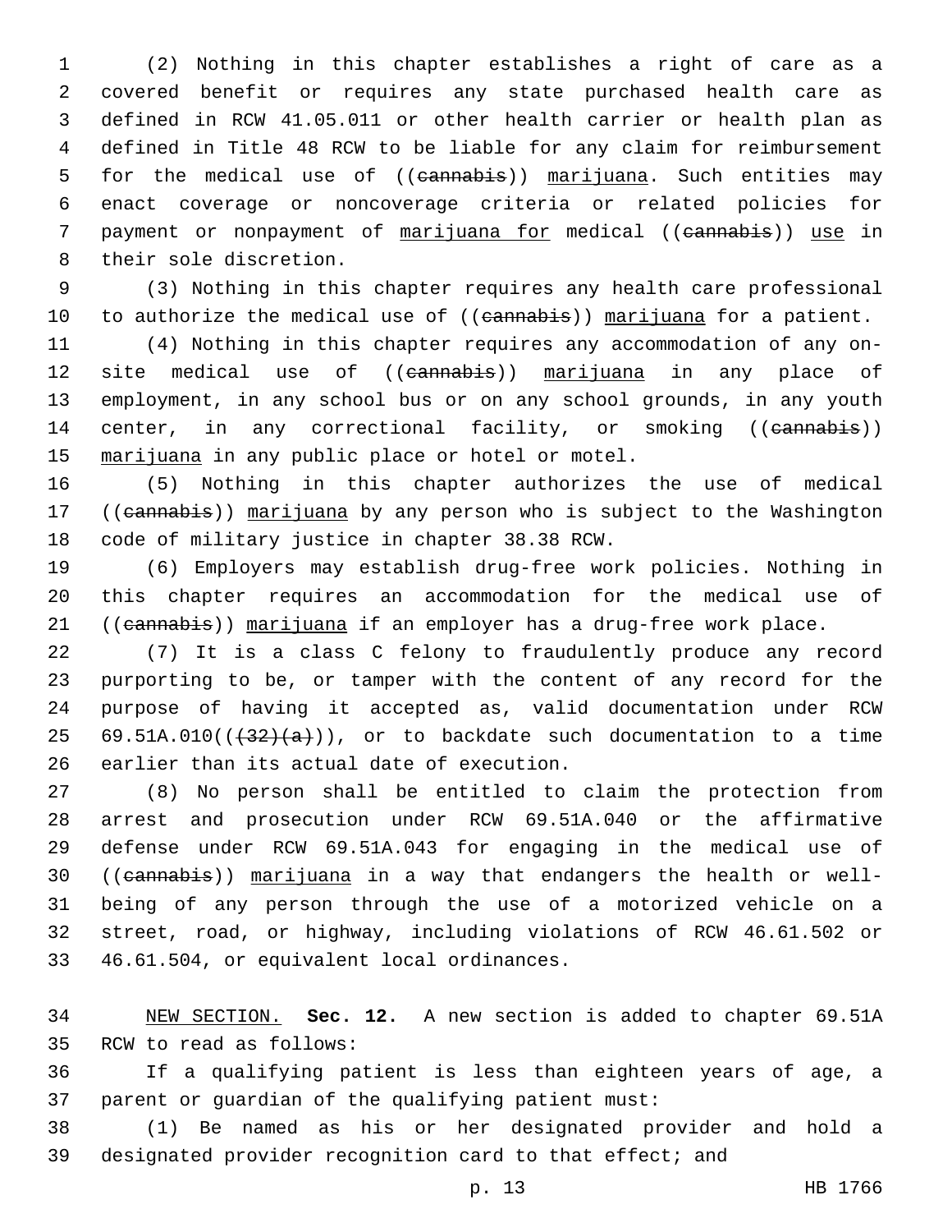(2) Nothing in this chapter establishes a right of care as a covered benefit or requires any state purchased health care as defined in RCW 41.05.011 or other health carrier or health plan as defined in Title 48 RCW to be liable for any claim for reimbursement for the medical use of ((~~cannabis~~)) marijuana. Such entities may enact coverage or noncoverage criteria or related policies for payment or nonpayment of marijuana for medical ((~~cannabis~~)) use in their sole discretion.

(3) Nothing in this chapter requires any health care professional to authorize the medical use of ((~~cannabis~~)) marijuana for a patient.

(4) Nothing in this chapter requires any accommodation of any on-site medical use of ((~~cannabis~~)) marijuana in any place of employment, in any school bus or on any school grounds, in any youth center, in any correctional facility, or smoking ((~~cannabis~~)) marijuana in any public place or hotel or motel.

(5) Nothing in this chapter authorizes the use of medical ((~~cannabis~~)) marijuana by any person who is subject to the Washington code of military justice in chapter 38.38 RCW.

(6) Employers may establish drug-free work policies. Nothing in this chapter requires an accommodation for the medical use of ((~~cannabis~~)) marijuana if an employer has a drug-free work place.

(7) It is a class C felony to fraudulently produce any record purporting to be, or tamper with the content of any record for the purpose of having it accepted as, valid documentation under RCW 69.51A.010((~~(32)(a)~~)), or to backdate such documentation to a time earlier than its actual date of execution.

(8) No person shall be entitled to claim the protection from arrest and prosecution under RCW 69.51A.040 or the affirmative defense under RCW 69.51A.043 for engaging in the medical use of ((~~cannabis~~)) marijuana in a way that endangers the health or well-being of any person through the use of a motorized vehicle on a street, road, or highway, including violations of RCW 46.61.502 or 46.61.504, or equivalent local ordinances.

NEW SECTION. **Sec. 12.** A new section is added to chapter 69.51A RCW to read as follows:

If a qualifying patient is less than eighteen years of age, a parent or guardian of the qualifying patient must:

(1) Be named as his or her designated provider and hold a designated provider recognition card to that effect; and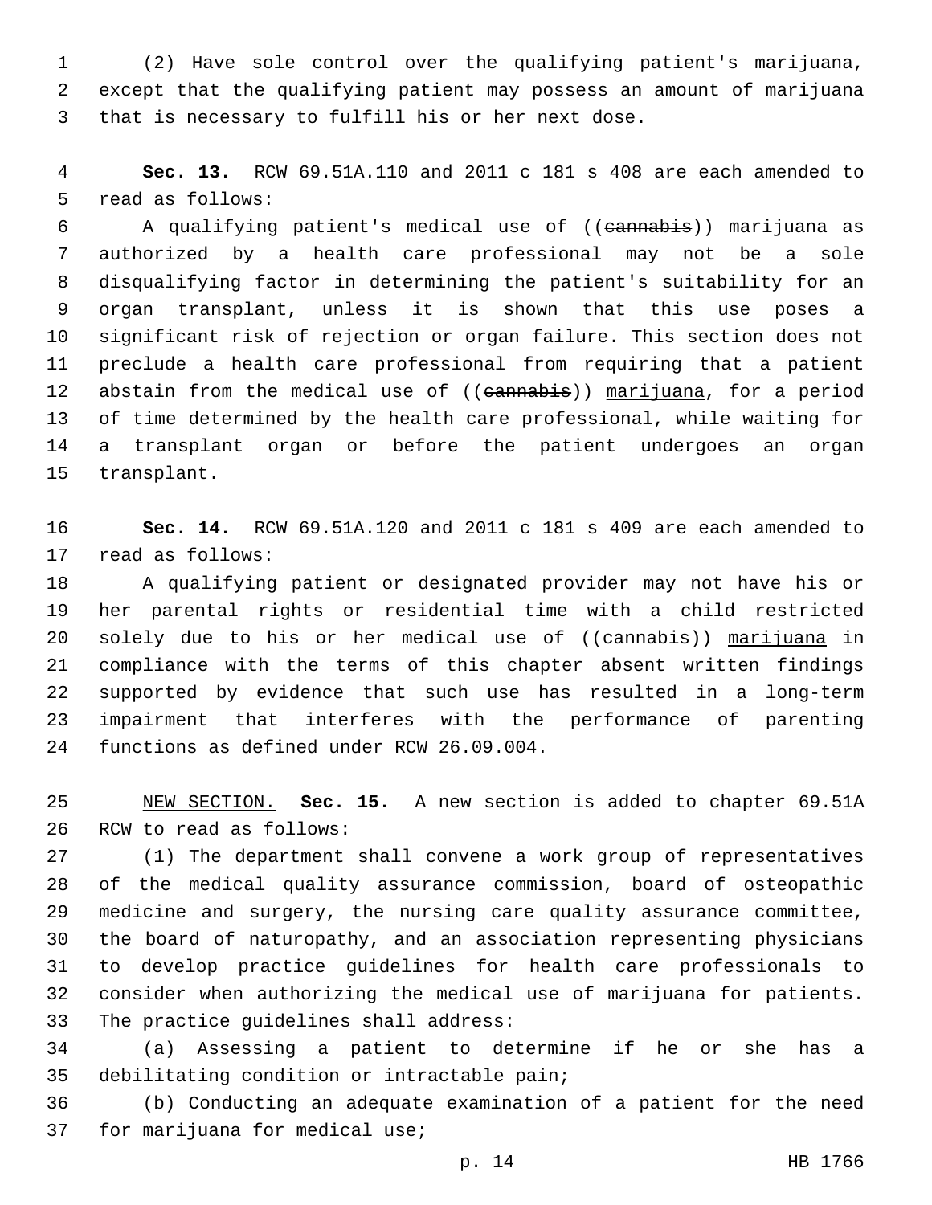(2) Have sole control over the qualifying patient's marijuana, except that the qualifying patient may possess an amount of marijuana that is necessary to fulfill his or her next dose.

**Sec. 13.** RCW 69.51A.110 and 2011 c 181 s 408 are each amended to read as follows:

A qualifying patient's medical use of ((~~cannabis~~)) marijuana as authorized by a health care professional may not be a sole disqualifying factor in determining the patient's suitability for an organ transplant, unless it is shown that this use poses a significant risk of rejection or organ failure. This section does not preclude a health care professional from requiring that a patient abstain from the medical use of ((~~cannabis~~)) marijuana, for a period of time determined by the health care professional, while waiting for a transplant organ or before the patient undergoes an organ transplant.

**Sec. 14.** RCW 69.51A.120 and 2011 c 181 s 409 are each amended to read as follows:

A qualifying patient or designated provider may not have his or her parental rights or residential time with a child restricted solely due to his or her medical use of ((~~cannabis~~)) marijuana in compliance with the terms of this chapter absent written findings supported by evidence that such use has resulted in a long-term impairment that interferes with the performance of parenting functions as defined under RCW 26.09.004.

NEW SECTION. **Sec. 15.** A new section is added to chapter 69.51A RCW to read as follows:

(1) The department shall convene a work group of representatives of the medical quality assurance commission, board of osteopathic medicine and surgery, the nursing care quality assurance committee, the board of naturopathy, and an association representing physicians to develop practice guidelines for health care professionals to consider when authorizing the medical use of marijuana for patients. The practice guidelines shall address:

(a) Assessing a patient to determine if he or she has a debilitating condition or intractable pain;

(b) Conducting an adequate examination of a patient for the need for marijuana for medical use;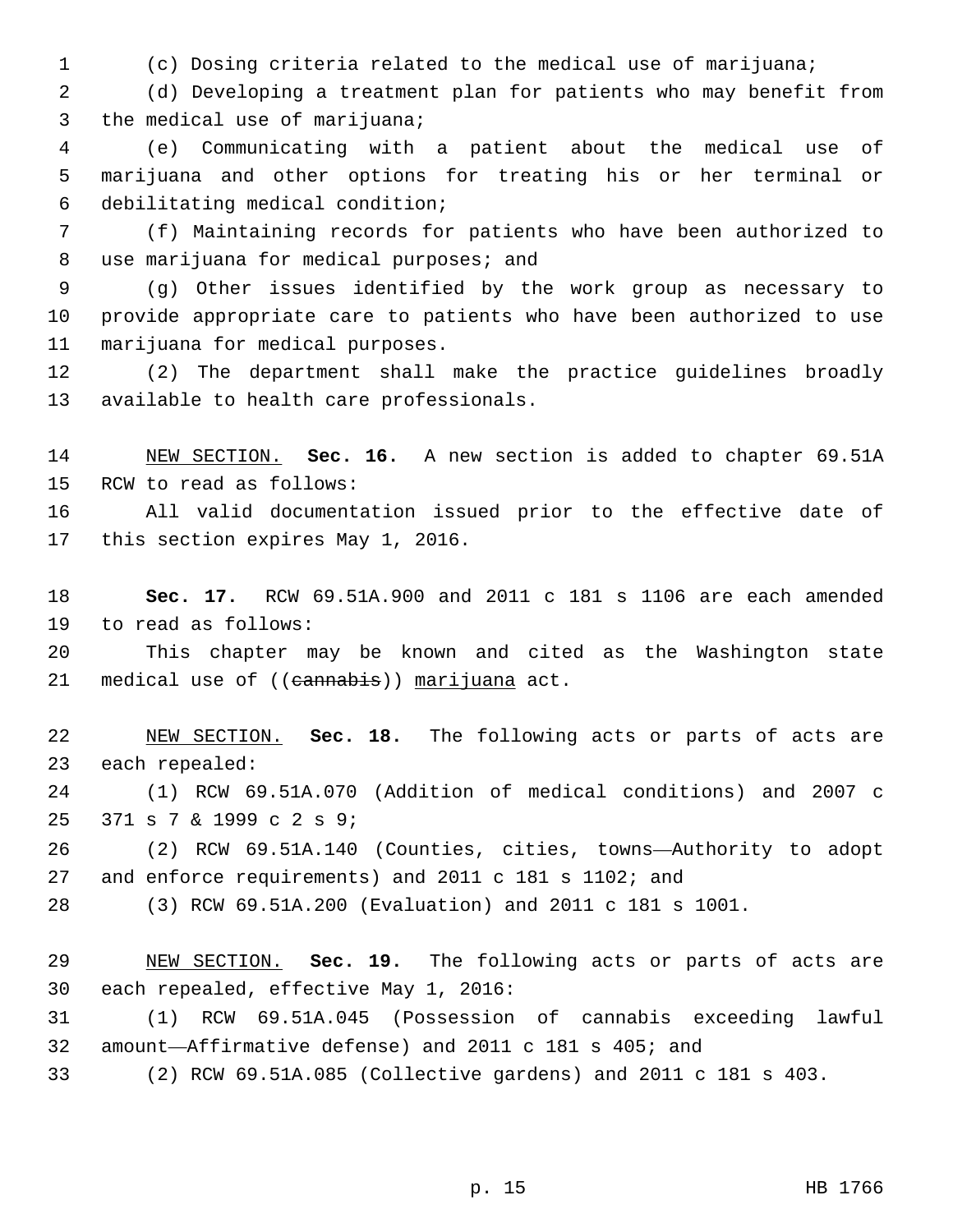(c) Dosing criteria related to the medical use of marijuana;

(d) Developing a treatment plan for patients who may benefit from the medical use of marijuana;

(e) Communicating with a patient about the medical use of marijuana and other options for treating his or her terminal or debilitating medical condition;

(f) Maintaining records for patients who have been authorized to use marijuana for medical purposes; and

(g) Other issues identified by the work group as necessary to provide appropriate care to patients who have been authorized to use marijuana for medical purposes.

(2) The department shall make the practice guidelines broadly available to health care professionals.

NEW SECTION. **Sec. 16.** A new section is added to chapter 69.51A RCW to read as follows:

All valid documentation issued prior to the effective date of this section expires May 1, 2016.

**Sec. 17.** RCW 69.51A.900 and 2011 c 181 s 1106 are each amended to read as follows:

This chapter may be known and cited as the Washington state medical use of ((~~cannabis~~)) marijuana act.

NEW SECTION. **Sec. 18.** The following acts or parts of acts are each repealed:

(1) RCW 69.51A.070 (Addition of medical conditions) and 2007 c 371 s 7 & 1999 c 2 s 9;

(2) RCW 69.51A.140 (Counties, cities, towns—Authority to adopt and enforce requirements) and 2011 c 181 s 1102; and

(3) RCW 69.51A.200 (Evaluation) and 2011 c 181 s 1001.

NEW SECTION. **Sec. 19.** The following acts or parts of acts are each repealed, effective May 1, 2016:

(1) RCW 69.51A.045 (Possession of cannabis exceeding lawful amount—Affirmative defense) and 2011 c 181 s 405; and

(2) RCW 69.51A.085 (Collective gardens) and 2011 c 181 s 403.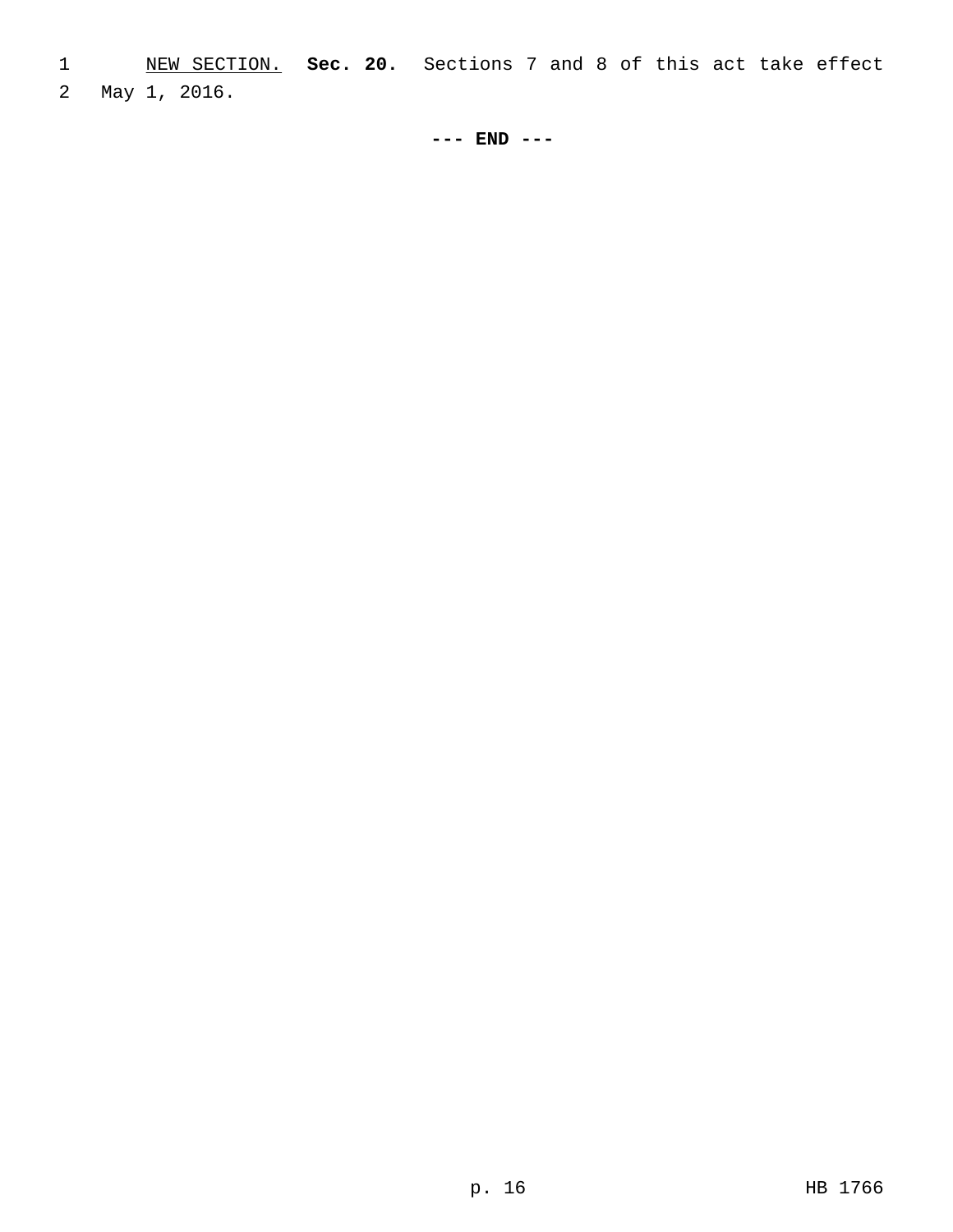NEW SECTION. **Sec. 20.** Sections 7 and 8 of this act take effect May 1, 2016.

**--- END ---**